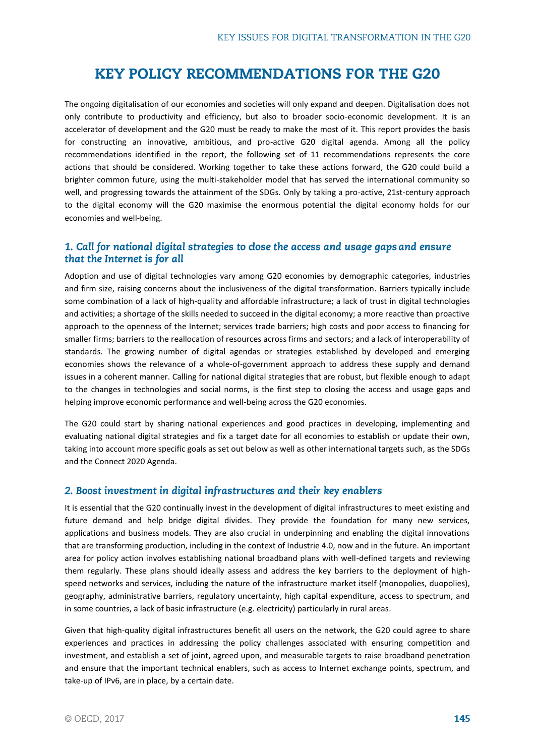# KEY POLICY RECOMMENDATIONS FOR THE G20

The ongoing digitalisation of our economies and societies will only expand and deepen. Digitalisation does not only contribute to productivity and efficiency, but also to broader socio-economic development. It is an accelerator of development and the G20 must be ready to make the most of it. This report provides the basis for constructing an innovative, ambitious, and pro-active G20 digital agenda. Among all the policy recommendations identified in the report, the following set of 11 recommendations represents the core actions that should be considered. Working together to take these actions forward, the G20 could build a brighter common future, using the multi-stakeholder model that has served the international community so well, and progressing towards the attainment of the SDGs. Only by taking a pro-active, 21st-century approach to the digital economy will the G20 maximise the enormous potential the digital economy holds for our economies and well-being.

## *1. Call for national digital strategies to close the access and usage gaps and ensure that the Internet is for all*

Adoption and use of digital technologies vary among G20 economies by demographic categories, industries and firm size, raising concerns about the inclusiveness of the digital transformation. Barriers typically include some combination of a lack of high-quality and affordable infrastructure; a lack of trust in digital technologies and activities; a shortage of the skills needed to succeed in the digital economy; a more reactive than proactive approach to the openness of the Internet; services trade barriers; high costs and poor access to financing for smaller firms; barriers to the reallocation of resources across firms and sectors; and a lack of interoperability of standards. The growing number of digital agendas or strategies established by developed and emerging economies shows the relevance of a whole-of-government approach to address these supply and demand issues in a coherent manner. Calling for national digital strategies that are robust, but flexible enough to adapt to the changes in technologies and social norms, is the first step to closing the access and usage gaps and helping improve economic performance and well-being across the G20 economies.

The G20 could start by sharing national experiences and good practices in developing, implementing and evaluating national digital strategies and fix a target date for all economies to establish or update their own, taking into account more specific goals as set out below as well as other international targets such, as the SDGs and the Connect 2020 Agenda.

## *2. Boost investment in digital infrastructures and their key enablers*

It is essential that the G20 continually invest in the development of digital infrastructures to meet existing and future demand and help bridge digital divides. They provide the foundation for many new services, applications and business models. They are also crucial in underpinning and enabling the digital innovations that are transforming production, including in the context of Industrie 4.0, now and in the future. An important area for policy action involves establishing national broadband plans with well-defined targets and reviewing them regularly. These plans should ideally assess and address the key barriers to the deployment of high-speed networks and services, including the nature of the infrastructure market itself (monopolies, duopolies), geography, administrative barriers, regulatory uncertainty, high capital expenditure, access to spectrum, and in some countries, a lack of basic infrastructure (e.g. electricity) particularly in rural areas.

Given that high-quality digital infrastructures benefit all users on the network, the G20 could agree to share experiences and practices in addressing the policy challenges associated with ensuring competition and investment, and establish a set of joint, agreed upon, and measurable targets to raise broadband penetration and ensure that the important technical enablers, such as access to Internet exchange points, spectrum, and take-up of IPv6, are in place, by a certain date.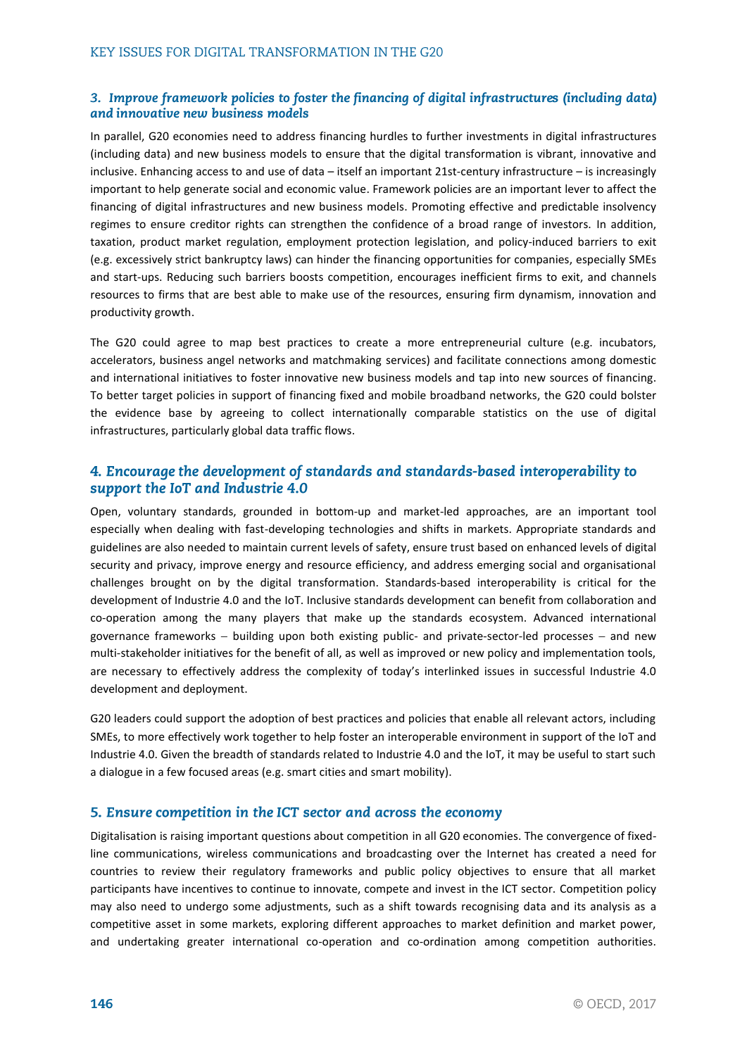### *3. Improve framework policies to foster the financing of digital infrastructures (including data) and innovative new business models*

In parallel, G20 economies need to address financing hurdles to further investments in digital infrastructures (including data) and new business models to ensure that the digital transformation is vibrant, innovative and inclusive. Enhancing access to and use of data – itself an important 21st-century infrastructure – is increasingly important to help generate social and economic value. Framework policies are an important lever to affect the financing of digital infrastructures and new business models. Promoting effective and predictable insolvency regimes to ensure creditor rights can strengthen the confidence of a broad range of investors. In addition, taxation, product market regulation, employment protection legislation, and policy-induced barriers to exit (e.g. excessively strict bankruptcy laws) can hinder the financing opportunities for companies, especially SMEs and start-ups. Reducing such barriers boosts competition, encourages inefficient firms to exit, and channels resources to firms that are best able to make use of the resources, ensuring firm dynamism, innovation and productivity growth.

The G20 could agree to map best practices to create a more entrepreneurial culture (e.g. incubators, accelerators, business angel networks and matchmaking services) and facilitate connections among domestic and international initiatives to foster innovative new business models and tap into new sources of financing. To better target policies in support of financing fixed and mobile broadband networks, the G20 could bolster the evidence base by agreeing to collect internationally comparable statistics on the use of digital infrastructures, particularly global data traffic flows.

### *4. Encourage the development of standards and standards-based interoperability to support the IoT and Industrie 4.0*

Open, voluntary standards, grounded in bottom-up and market-led approaches, are an important tool especially when dealing with fast-developing technologies and shifts in markets. Appropriate standards and guidelines are also needed to maintain current levels of safety, ensure trust based on enhanced levels of digital security and privacy, improve energy and resource efficiency, and address emerging social and organisational challenges brought on by the digital transformation. Standards-based interoperability is critical for the development of Industrie 4.0 and the IoT. Inclusive standards development can benefit from collaboration and co-operation among the many players that make up the standards ecosystem. Advanced international governance frameworks – building upon both existing public- and private-sector-led processes – and new multi-stakeholder initiatives for the benefit of all, as well as improved or new policy and implementation tools, are necessary to effectively address the complexity of today's interlinked issues in successful Industrie 4.0 development and deployment.

G20 leaders could support the adoption of best practices and policies that enable all relevant actors, including SMEs, to more effectively work together to help foster an interoperable environment in support of the IoT and Industrie 4.0. Given the breadth of standards related to Industrie 4.0 and the IoT, it may be useful to start such a dialogue in a few focused areas (e.g. smart cities and smart mobility).

### *5. Ensure competition in the ICT sector and across the economy*

Digitalisation is raising important questions about competition in all G20 economies. The convergence of fixed-line communications, wireless communications and broadcasting over the Internet has created a need for countries to review their regulatory frameworks and public policy objectives to ensure that all market participants have incentives to continue to innovate, compete and invest in the ICT sector. Competition policy may also need to undergo some adjustments, such as a shift towards recognising data and its analysis as a competitive asset in some markets, exploring different approaches to market definition and market power, and undertaking greater international co-operation and co-ordination among competition authorities.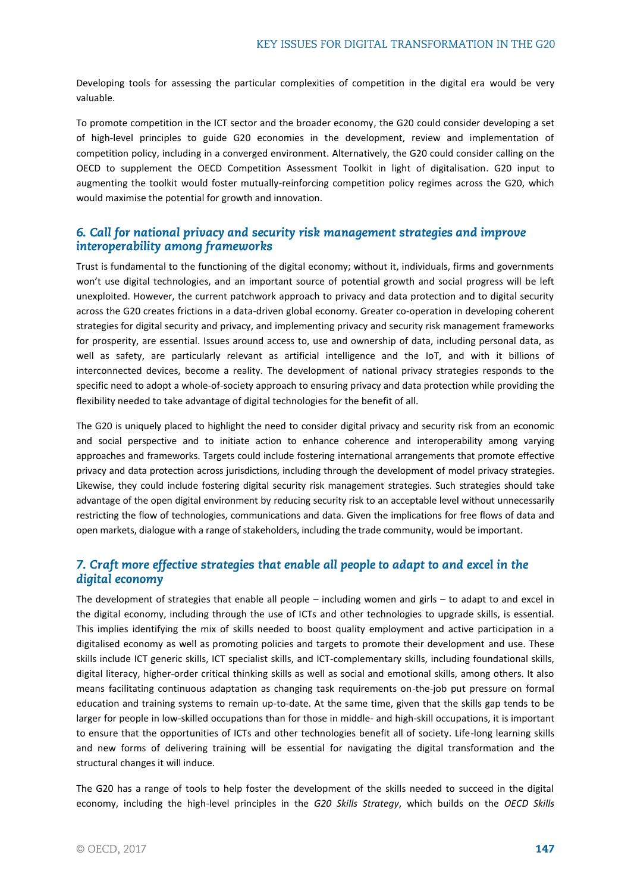Developing tools for assessing the particular complexities of competition in the digital era would be very valuable.

To promote competition in the ICT sector and the broader economy, the G20 could consider developing a set of high-level principles to guide G20 economies in the development, review and implementation of competition policy, including in a converged environment. Alternatively, the G20 could consider calling on the OECD to supplement the OECD Competition Assessment Toolkit in light of digitalisation. G20 input to augmenting the toolkit would foster mutually-reinforcing competition policy regimes across the G20, which would maximise the potential for growth and innovation.

### *6. Call for national privacy and security risk management strategies and improve interoperability among frameworks*

Trust is fundamental to the functioning of the digital economy; without it, individuals, firms and governments won't use digital technologies, and an important source of potential growth and social progress will be left unexploited. However, the current patchwork approach to privacy and data protection and to digital security across the G20 creates frictions in a data-driven global economy. Greater co-operation in developing coherent strategies for digital security and privacy, and implementing privacy and security risk management frameworks for prosperity, are essential. Issues around access to, use and ownership of data, including personal data, as well as safety, are particularly relevant as artificial intelligence and the IoT, and with it billions of interconnected devices, become a reality. The development of national privacy strategies responds to the specific need to adopt a whole-of-society approach to ensuring privacy and data protection while providing the flexibility needed to take advantage of digital technologies for the benefit of all.

The G20 is uniquely placed to highlight the need to consider digital privacy and security risk from an economic and social perspective and to initiate action to enhance coherence and interoperability among varying approaches and frameworks. Targets could include fostering international arrangements that promote effective privacy and data protection across jurisdictions, including through the development of model privacy strategies. Likewise, they could include fostering digital security risk management strategies. Such strategies should take advantage of the open digital environment by reducing security risk to an acceptable level without unnecessarily restricting the flow of technologies, communications and data. Given the implications for free flows of data and open markets, dialogue with a range of stakeholders, including the trade community, would be important.

### *7. Craft more effective strategies that enable all people to adapt to and excel in the digital economy*

The development of strategies that enable all people – including women and girls – to adapt to and excel in the digital economy, including through the use of ICTs and other technologies to upgrade skills, is essential. This implies identifying the mix of skills needed to boost quality employment and active participation in a digitalised economy as well as promoting policies and targets to promote their development and use. These skills include ICT generic skills, ICT specialist skills, and ICT-complementary skills, including foundational skills, digital literacy, higher-order critical thinking skills as well as social and emotional skills, among others. It also means facilitating continuous adaptation as changing task requirements on-the-job put pressure on formal education and training systems to remain up-to-date. At the same time, given that the skills gap tends to be larger for people in low-skilled occupations than for those in middle- and high-skill occupations, it is important to ensure that the opportunities of ICTs and other technologies benefit all of society. Life-long learning skills and new forms of delivering training will be essential for navigating the digital transformation and the structural changes it will induce.

The G20 has a range of tools to help foster the development of the skills needed to succeed in the digital economy, including the high-level principles in the *G20 Skills Strategy*, which builds on the *OECD Skills*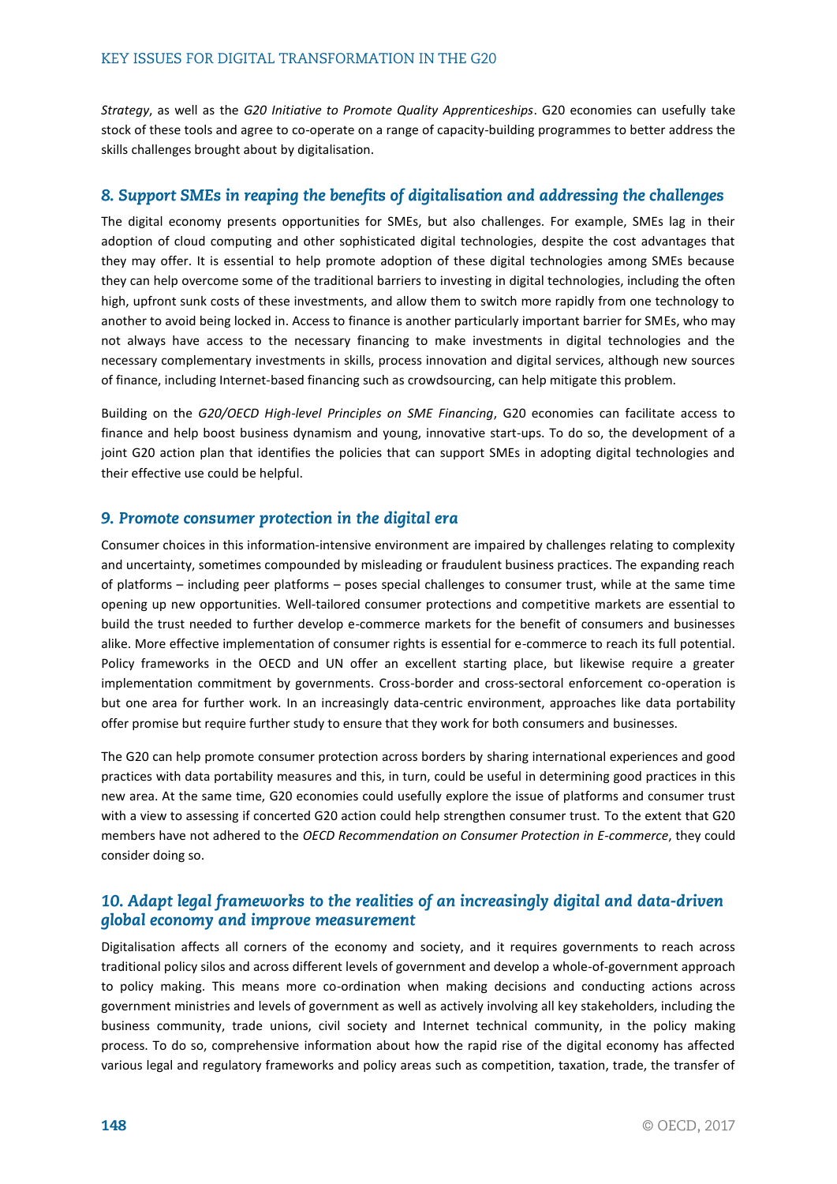*Strategy*, as well as the *G20 Initiative to Promote Quality Apprenticeships*. G20 economies can usefully take stock of these tools and agree to co-operate on a range of capacity-building programmes to better address the skills challenges brought about by digitalisation.

## *8. Support SMEs in reaping the benefits of digitalisation and addressing the challenges*

The digital economy presents opportunities for SMEs, but also challenges. For example, SMEs lag in their adoption of cloud computing and other sophisticated digital technologies, despite the cost advantages that they may offer. It is essential to help promote adoption of these digital technologies among SMEs because they can help overcome some of the traditional barriers to investing in digital technologies, including the often high, upfront sunk costs of these investments, and allow them to switch more rapidly from one technology to another to avoid being locked in. Access to finance is another particularly important barrier for SMEs, who may not always have access to the necessary financing to make investments in digital technologies and the necessary complementary investments in skills, process innovation and digital services, although new sources of finance, including Internet-based financing such as crowdsourcing, can help mitigate this problem.

Building on the *G20/OECD High-level Principles on SME Financing*, G20 economies can facilitate access to finance and help boost business dynamism and young, innovative start-ups. To do so, the development of a joint G20 action plan that identifies the policies that can support SMEs in adopting digital technologies and their effective use could be helpful.

## *9. Promote consumer protection in the digital era*

Consumer choices in this information-intensive environment are impaired by challenges relating to complexity and uncertainty, sometimes compounded by misleading or fraudulent business practices. The expanding reach of platforms – including peer platforms – poses special challenges to consumer trust, while at the same time opening up new opportunities. Well-tailored consumer protections and competitive markets are essential to build the trust needed to further develop e-commerce markets for the benefit of consumers and businesses alike. More effective implementation of consumer rights is essential for e-commerce to reach its full potential. Policy frameworks in the OECD and UN offer an excellent starting place, but likewise require a greater implementation commitment by governments. Cross-border and cross-sectoral enforcement co-operation is but one area for further work. In an increasingly data-centric environment, approaches like data portability offer promise but require further study to ensure that they work for both consumers and businesses.

The G20 can help promote consumer protection across borders by sharing international experiences and good practices with data portability measures and this, in turn, could be useful in determining good practices in this new area. At the same time, G20 economies could usefully explore the issue of platforms and consumer trust with a view to assessing if concerted G20 action could help strengthen consumer trust. To the extent that G20 members have not adhered to the *OECD Recommendation on Consumer Protection in E-commerce*, they could consider doing so.

## *10. Adapt legal frameworks to the realities of an increasingly digital and data-driven global economy and improve measurement*

Digitalisation affects all corners of the economy and society, and it requires governments to reach across traditional policy silos and across different levels of government and develop a whole-of-government approach to policy making. This means more co-ordination when making decisions and conducting actions across government ministries and levels of government as well as actively involving all key stakeholders, including the business community, trade unions, civil society and Internet technical community, in the policy making process. To do so, comprehensive information about how the rapid rise of the digital economy has affected various legal and regulatory frameworks and policy areas such as competition, taxation, trade, the transfer of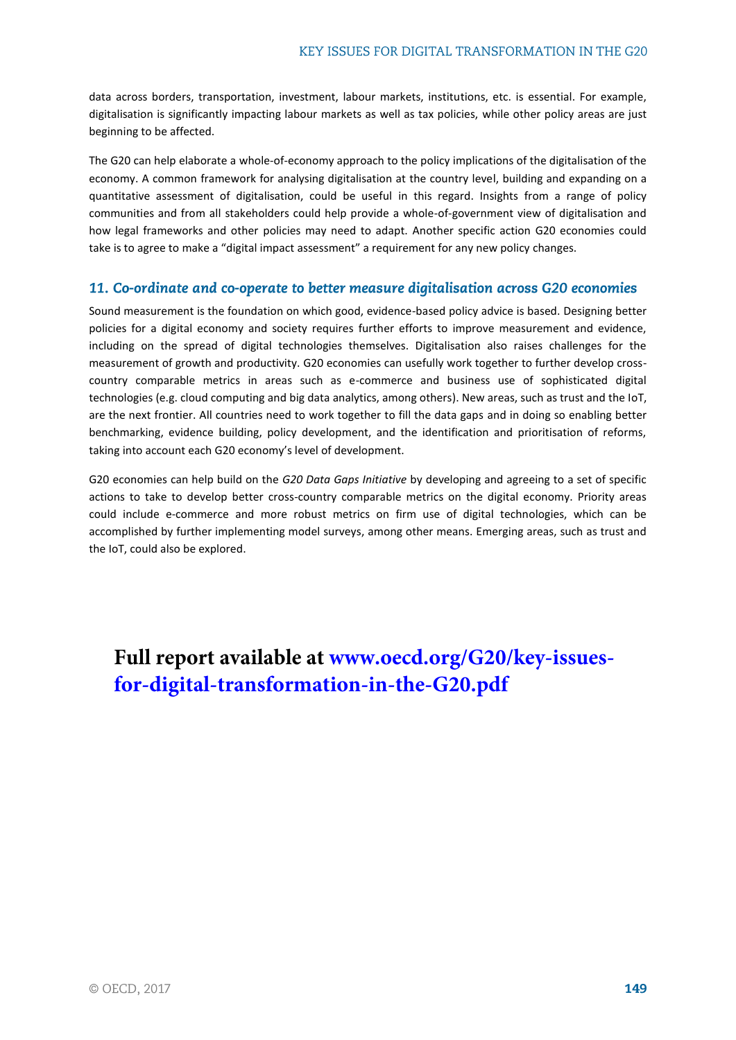data across borders, transportation, investment, labour markets, institutions, etc. is essential. For example, digitalisation is significantly impacting labour markets as well as tax policies, while other policy areas are just beginning to be affected.

The G20 can help elaborate a whole-of-economy approach to the policy implications of the digitalisation of the economy. A common framework for analysing digitalisation at the country level, building and expanding on a quantitative assessment of digitalisation, could be useful in this regard. Insights from a range of policy communities and from all stakeholders could help provide a whole-of-government view of digitalisation and how legal frameworks and other policies may need to adapt. Another specific action G20 economies could take is to agree to make a "digital impact assessment" a requirement for any new policy changes.

### 11. Co-ordinate and co-operate to better measure digitalisation across G20 economies

Sound measurement is the foundation on which good, evidence-based policy advice is based. Designing better policies for a digital economy and society requires further efforts to improve measurement and evidence, including on the spread of digital technologies themselves. Digitalisation also raises challenges for the measurement of growth and productivity. G20 economies can usefully work together to further develop cross-country comparable metrics in areas such as e-commerce and business use of sophisticated digital technologies (e.g. cloud computing and big data analytics, among others). New areas, such as trust and the IoT, are the next frontier. All countries need to work together to fill the data gaps and in doing so enabling better benchmarking, evidence building, policy development, and the identification and prioritisation of reforms, taking into account each G20 economy's level of development.

G20 economies can help build on the *G20 Data Gaps Initiative* by developing and agreeing to a set of specific actions to take to develop better cross-country comparable metrics on the digital economy. Priority areas could include e-commerce and more robust metrics on firm use of digital technologies, which can be accomplished by further implementing model surveys, among other means. Emerging areas, such as trust and the IoT, could also be explored.

## Full report available at www.oecd.org/G20/key-issues-for-digital-transformation-in-the-G20.pdf